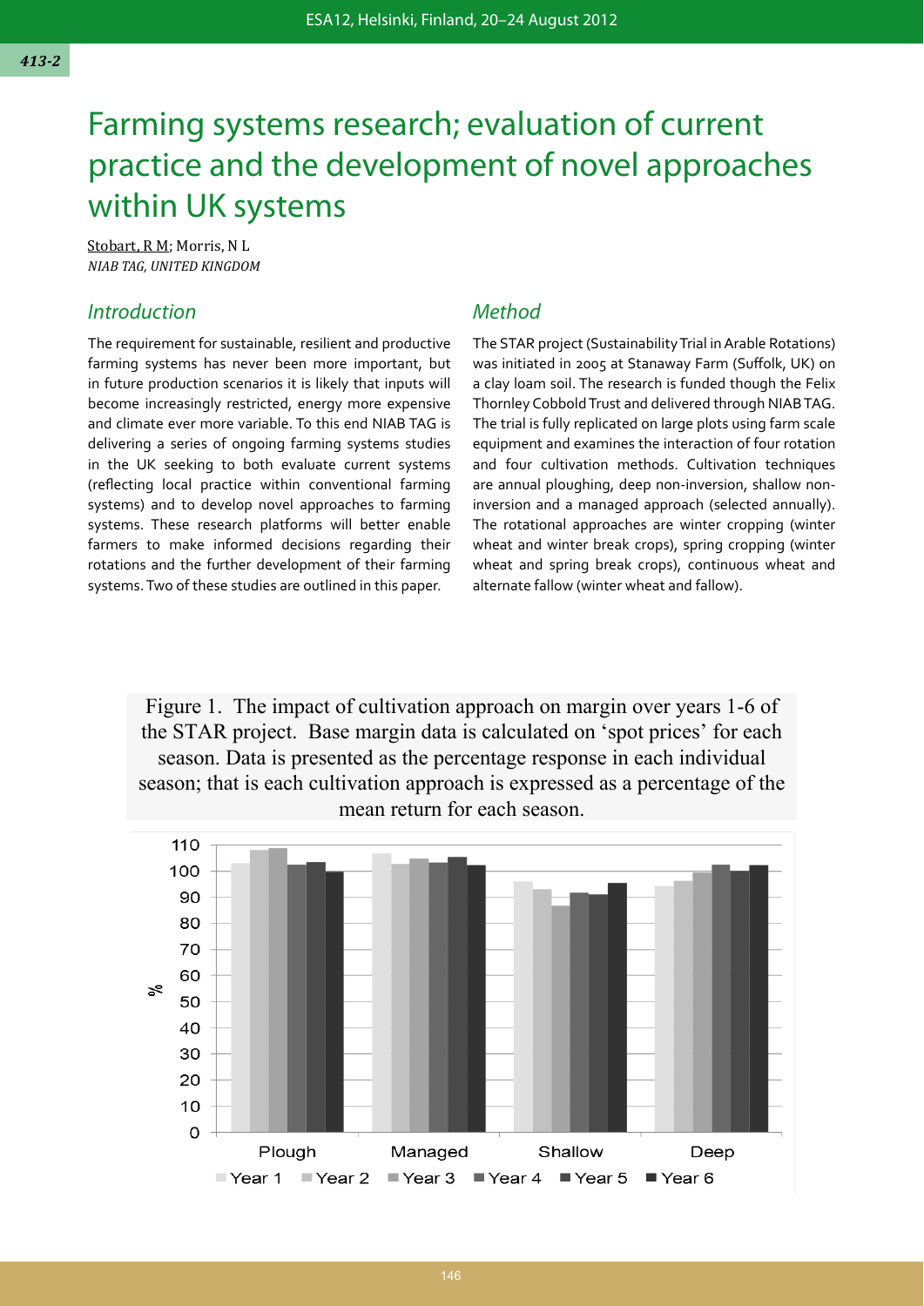# Farming systems research; evaluation of current practice and the development of novel approaches within UK systems

Stobart, R M; Morris, N L

*NIAB TAG, UNITED KINGDOM*

## *Introduction*

The requirement for sustainable, resilient and productive farming systems has never been more important, but in future production scenarios it is likely that inputs will become increasingly restricted, energy more expensive and climate ever more variable. To this end NIAB TAG is delivering a series of ongoing farming systems studies in the UK seeking to both evaluate current systems (reflecting local practice within conventional farming systems) and to develop novel approaches to farming systems. These research platforms will better enable farmers to make informed decisions regarding their rotations and the further development of their farming systems. Two of these studies are outlined in this paper.

## *Method*

The STAR project (Sustainability Trial in Arable Rotations) was initiated in 2005 at Stanaway Farm (Suffolk, UK) on a clay loam soil. The research is funded though the Felix Thornley Cobbold Trust and delivered through NIAB TAG. The trial is fully replicated on large plots using farm scale equipment and examines the interaction of four rotation and four cultivation methods. Cultivation techniques are annual ploughing, deep non-inversion, shallow non-inversion and a managed approach (selected annually). The rotational approaches are winter cropping (winter wheat and winter break crops), spring cropping (winter wheat and spring break crops), continuous wheat and alternate fallow (winter wheat and fallow).

Figure 1. The impact of cultivation approach on margin over years 1-6 of the STAR project. Base margin data is calculated on 'spot prices' for each season. Data is presented as the percentage response in each individual season; that is each cultivation approach is expressed as a percentage of the mean return for each season.

| % | Year 1 | Year 2 | Year 3 | Year 4 | Year 5 | Year 6 |
|---|---|---|---|---|---|---|
| Plough | ~103 | ~108 | ~109 | ~102 | ~103 | ~100 |
| Managed | ~107 | ~103 | ~105 | ~103 | ~105 | ~102 |
| Shallow | ~96 | ~93 | ~87 | ~92 | ~91 | ~95 |
| Deep | ~94 | ~96 | ~100 | ~102 | ~100 | ~102 |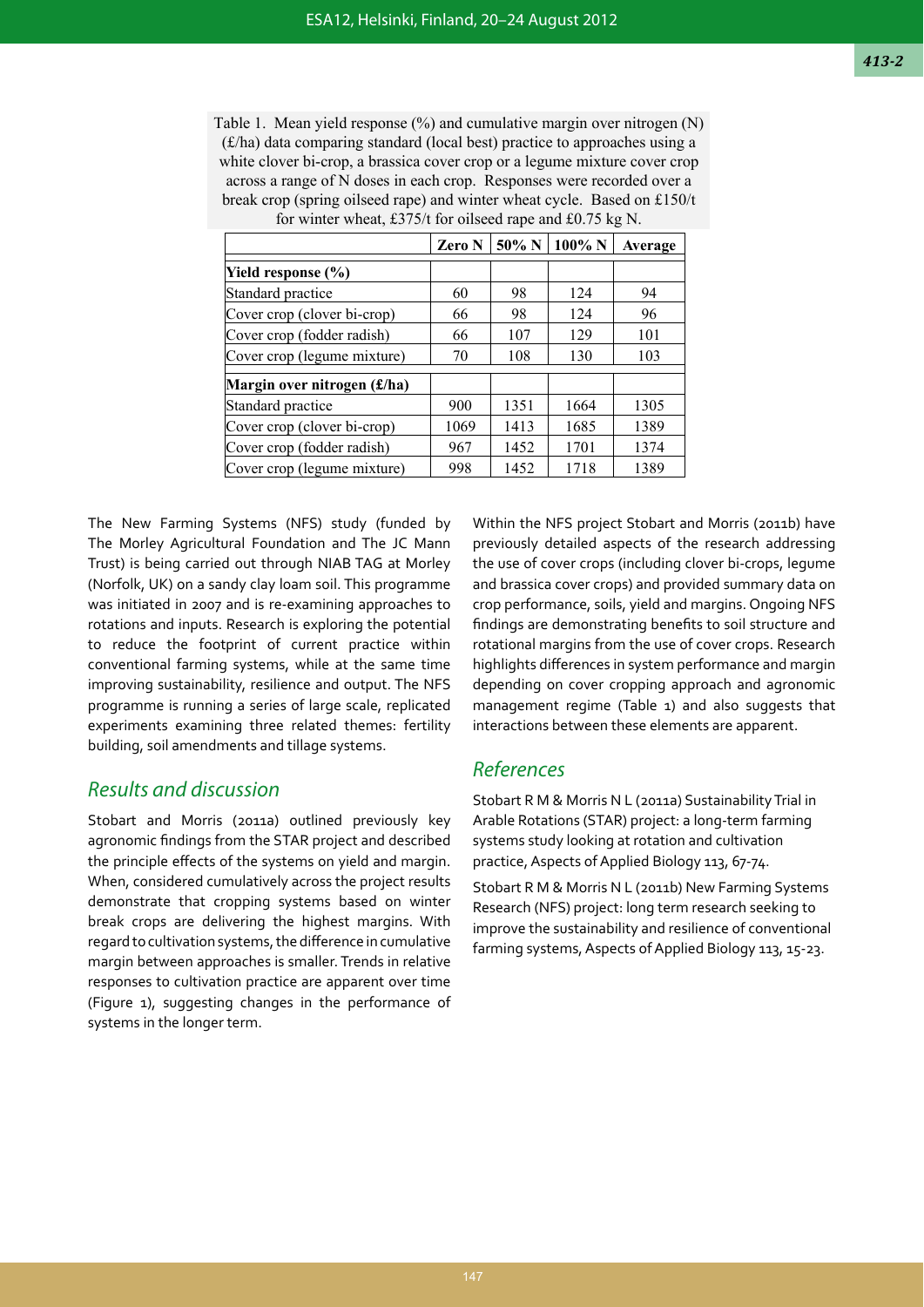Table 1. Mean yield response (%) and cumulative margin over nitrogen (N) (£/ha) data comparing standard (local best) practice to approaches using a white clover bi-crop, a brassica cover crop or a legume mixture cover crop across a range of N doses in each crop. Responses were recorded over a break crop (spring oilseed rape) and winter wheat cycle. Based on £150/t for winter wheat, £375/t for oilseed rape and £0.75 kg N.

| | Zero N | 50% N | 100% N | Average |
|---|---|---|---|---|
| **Yield response (%)** | | | | |
| Standard practice | 60 | 98 | 124 | 94 |
| Cover crop (clover bi-crop) | 66 | 98 | 124 | 96 |
| Cover crop (fodder radish) | 66 | 107 | 129 | 101 |
| Cover crop (legume mixture) | 70 | 108 | 130 | 103 |
| **Margin over nitrogen (£/ha)** | | | | |
| Standard practice | 900 | 1351 | 1664 | 1305 |
| Cover crop (clover bi-crop) | 1069 | 1413 | 1685 | 1389 |
| Cover crop (fodder radish) | 967 | 1452 | 1701 | 1374 |
| Cover crop (legume mixture) | 998 | 1452 | 1718 | 1389 |

The New Farming Systems (NFS) study (funded by The Morley Agricultural Foundation and The JC Mann Trust) is being carried out through NIAB TAG at Morley (Norfolk, UK) on a sandy clay loam soil. This programme was initiated in 2007 and is re-examining approaches to rotations and inputs. Research is exploring the potential to reduce the footprint of current practice within conventional farming systems, while at the same time improving sustainability, resilience and output. The NFS programme is running a series of large scale, replicated experiments examining three related themes: fertility building, soil amendments and tillage systems.

## Results and discussion

Stobart and Morris (2011a) outlined previously key agronomic findings from the STAR project and described the principle effects of the systems on yield and margin. When, considered cumulatively across the project results demonstrate that cropping systems based on winter break crops are delivering the highest margins. With regard to cultivation systems, the difference in cumulative margin between approaches is smaller. Trends in relative responses to cultivation practice are apparent over time (Figure 1), suggesting changes in the performance of systems in the longer term.

Within the NFS project Stobart and Morris (2011b) have previously detailed aspects of the research addressing the use of cover crops (including clover bi-crops, legume and brassica cover crops) and provided summary data on crop performance, soils, yield and margins. Ongoing NFS findings are demonstrating benefits to soil structure and rotational margins from the use of cover crops. Research highlights differences in system performance and margin depending on cover cropping approach and agronomic management regime (Table 1) and also suggests that interactions between these elements are apparent.

## References

Stobart R M & Morris N L (2011a) Sustainability Trial in Arable Rotations (STAR) project: a long-term farming systems study looking at rotation and cultivation practice, Aspects of Applied Biology 113, 67-74.

Stobart R M & Morris N L (2011b) New Farming Systems Research (NFS) project: long term research seeking to improve the sustainability and resilience of conventional farming systems, Aspects of Applied Biology 113, 15-23.